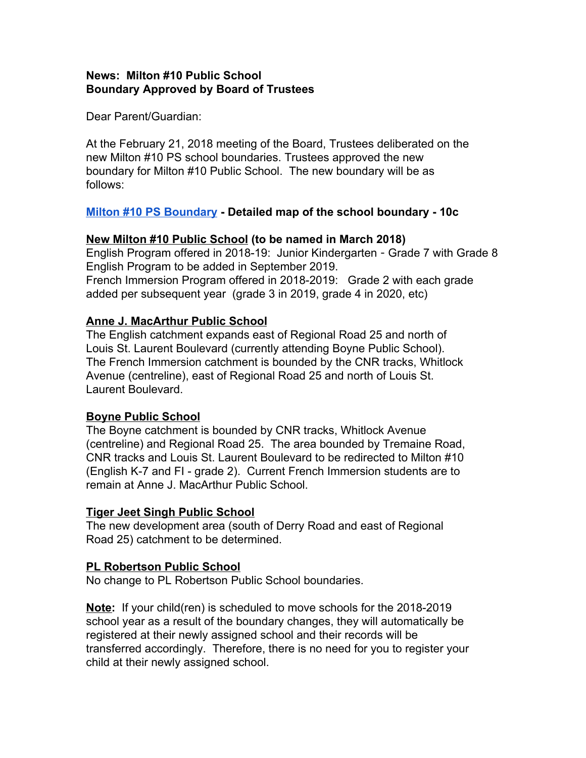**News: Milton #10 Public School**
**Boundary Approved by Board of Trustees**

Dear Parent/Guardian:

At the February 21, 2018 meeting of the Board, Trustees deliberated on the new Milton #10 PS school boundaries. Trustees approved the new boundary for Milton #10 Public School. The new boundary will be as follows:

**Milton #10 PS Boundary - Detailed map of the school boundary - 10c**

**New Milton #10 Public School (to be named in March 2018)**
English Program offered in 2018-19: Junior Kindergarten - Grade 7 with Grade 8 English Program to be added in September 2019.
French Immersion Program offered in 2018-2019: Grade 2 with each grade added per subsequent year (grade 3 in 2019, grade 4 in 2020, etc)

**Anne J. MacArthur Public School**
The English catchment expands east of Regional Road 25 and north of Louis St. Laurent Boulevard (currently attending Boyne Public School). The French Immersion catchment is bounded by the CNR tracks, Whitlock Avenue (centreline), east of Regional Road 25 and north of Louis St. Laurent Boulevard.

**Boyne Public School**
The Boyne catchment is bounded by CNR tracks, Whitlock Avenue (centreline) and Regional Road 25. The area bounded by Tremaine Road, CNR tracks and Louis St. Laurent Boulevard to be redirected to Milton #10 (English K-7 and FI - grade 2). Current French Immersion students are to remain at Anne J. MacArthur Public School.

**Tiger Jeet Singh Public School**
The new development area (south of Derry Road and east of Regional Road 25) catchment to be determined.

**PL Robertson Public School**
No change to PL Robertson Public School boundaries.

**Note:** If your child(ren) is scheduled to move schools for the 2018-2019 school year as a result of the boundary changes, they will automatically be registered at their newly assigned school and their records will be transferred accordingly. Therefore, there is no need for you to register your child at their newly assigned school.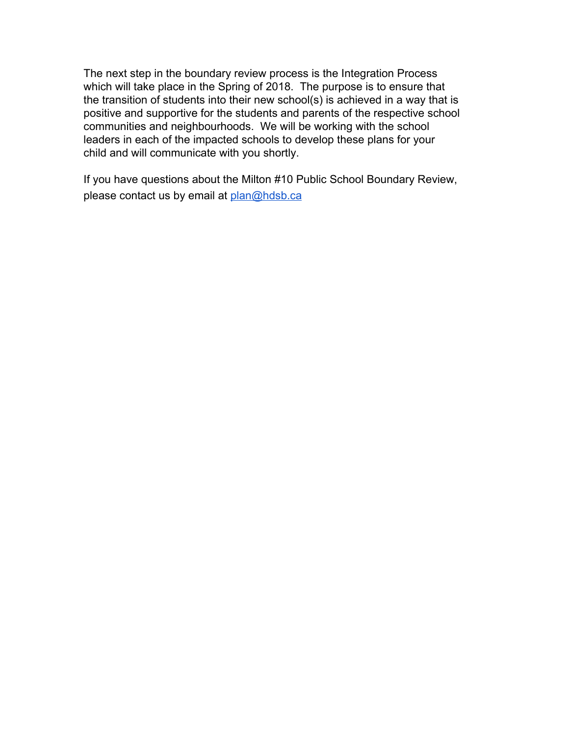The next step in the boundary review process is the Integration Process which will take place in the Spring of 2018. The purpose is to ensure that the transition of students into their new school(s) is achieved in a way that is positive and supportive for the students and parents of the respective school communities and neighbourhoods. We will be working with the school leaders in each of the impacted schools to develop these plans for your child and will communicate with you shortly.

If you have questions about the Milton #10 Public School Boundary Review, please contact us by email at plan@hdsb.ca